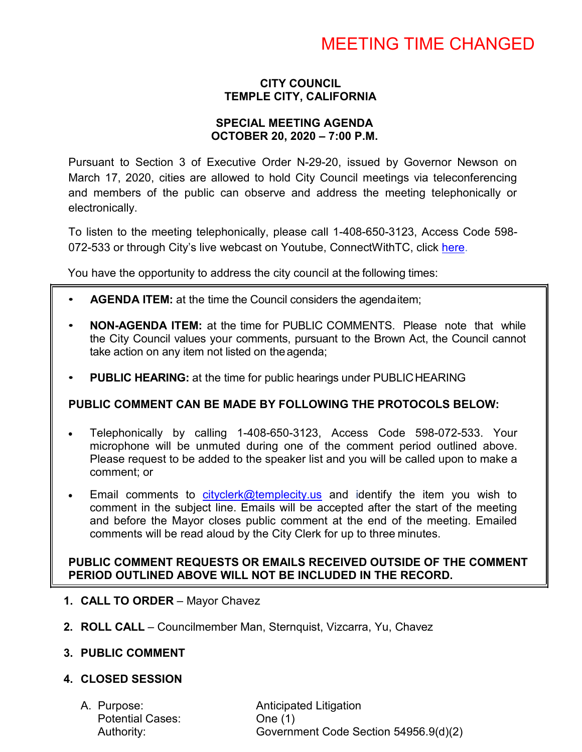MEETING TIME CHANGED

# CITY COUNCIL
# TEMPLE CITY, CALIFORNIA

## SPECIAL MEETING AGENDA
## OCTOBER 20, 2020 – 7:00 P.M.

Pursuant to Section 3 of Executive Order N-29-20, issued by Governor Newson on March 17, 2020, cities are allowed to hold City Council meetings via teleconferencing and members of the public can observe and address the meeting telephonically or electronically.

To listen to the meeting telephonically, please call 1-408-650-3123, Access Code 598-072-533 or through City's live webcast on Youtube, ConnectWithTC, click here.

You have the opportunity to address the city council at the following times:

- **AGENDA ITEM:** at the time the Council considers the agenda item;
- **NON-AGENDA ITEM:** at the time for PUBLIC COMMENTS. Please note that while the City Council values your comments, pursuant to the Brown Act, the Council cannot take action on any item not listed on the agenda;
- **PUBLIC HEARING:** at the time for public hearings under PUBLIC HEARING

**PUBLIC COMMENT CAN BE MADE BY FOLLOWING THE PROTOCOLS BELOW:**

- Telephonically by calling 1-408-650-3123, Access Code 598-072-533. Your microphone will be unmuted during one of the comment period outlined above. Please request to be added to the speaker list and you will be called upon to make a comment; or
- Email comments to cityclerk@templecity.us and identify the item you wish to comment in the subject line. Emails will be accepted after the start of the meeting and before the Mayor closes public comment at the end of the meeting. Emailed comments will be read aloud by the City Clerk for up to three minutes.

**PUBLIC COMMENT REQUESTS OR EMAILS RECEIVED OUTSIDE OF THE COMMENT PERIOD OUTLINED ABOVE WILL NOT BE INCLUDED IN THE RECORD.**

1. **CALL TO ORDER** – Mayor Chavez

2. **ROLL CALL** – Councilmember Man, Sternquist, Vizcarra, Yu, Chavez

3. **PUBLIC COMMENT**

4. **CLOSED SESSION**

   A. Purpose: Anticipated Litigation
      Potential Cases: One (1)
      Authority: Government Code Section 54956.9(d)(2)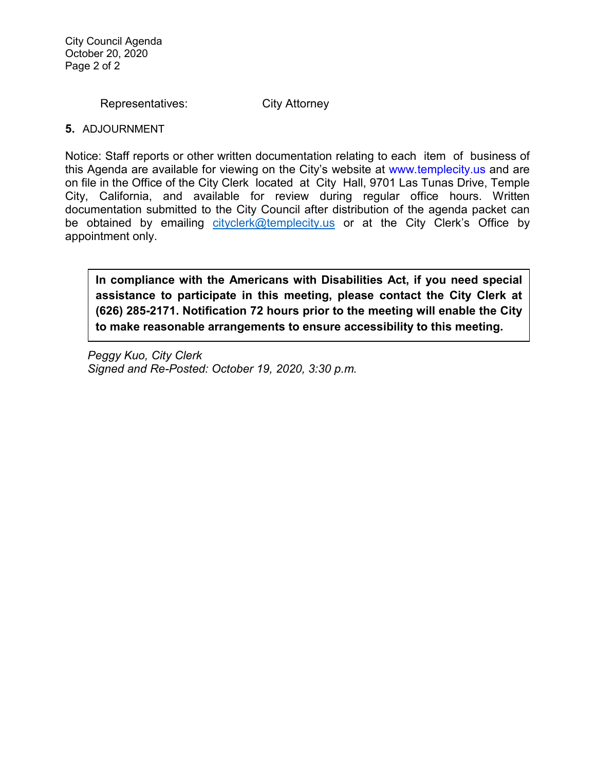Representatives: City Attorney

**5.** ADJOURNMENT

Notice: Staff reports or other written documentation relating to each item of business of this Agenda are available for viewing on the City's website at www.templecity.us and are on file in the Office of the City Clerk located at City Hall, 9701 Las Tunas Drive, Temple City, California, and available for review during regular office hours. Written documentation submitted to the City Council after distribution of the agenda packet can be obtained by emailing cityclerk@templecity.us or at the City Clerk's Office by appointment only.

**In compliance with the Americans with Disabilities Act, if you need special assistance to participate in this meeting, please contact the City Clerk at (626) 285-2171. Notification 72 hours prior to the meeting will enable the City to make reasonable arrangements to ensure accessibility to this meeting.**

*Peggy Kuo, City Clerk*
*Signed and Re-Posted: October 19, 2020, 3:30 p.m.*